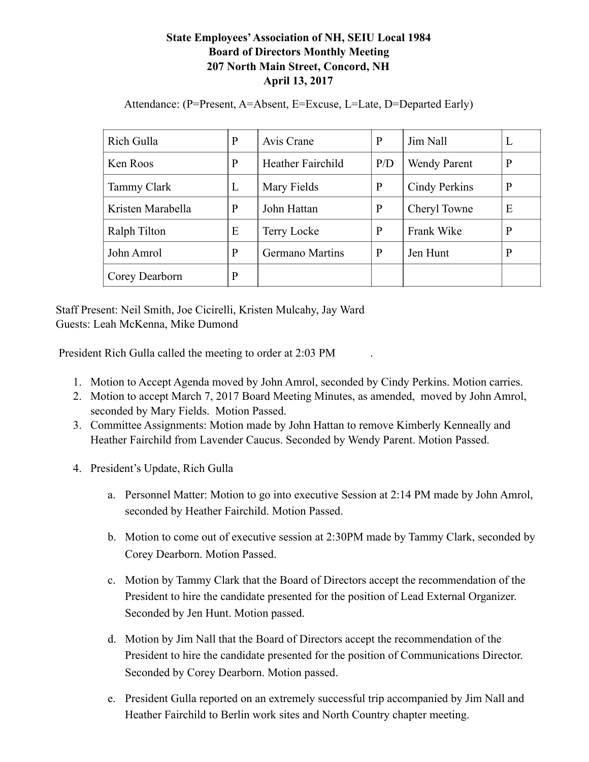**State Employees' Association of NH, SEIU Local 1984**
**Board of Directors Monthly Meeting**
**207 North Main Street, Concord, NH**
**April 13, 2017**

Attendance: (P=Present, A=Absent, E=Excuse, L=Late, D=Departed Early)

| | | | | | |
|---|---|---|---|---|---|
| Rich Gulla | P | Avis Crane | P | Jim Nall | L |
| Ken Roos | P | Heather Fairchild | P/D | Wendy Parent | P |
| Tammy Clark | L | Mary Fields | P | Cindy Perkins | P |
| Kristen Marabella | P | John Hattan | P | Cheryl Towne | E |
| Ralph Tilton | E | Terry Locke | P | Frank Wike | P |
| John Amrol | P | Germano Martins | P | Jen Hunt | P |
| Corey Dearborn | P | | | | |

Staff Present: Neil Smith, Joe Cicirelli, Kristen Mulcahy, Jay Ward
Guests: Leah McKenna, Mike Dumond

President Rich Gulla called the meeting to order at 2:03 PM.

1. Motion to Accept Agenda moved by John Amrol, seconded by Cindy Perkins. Motion carries.
2. Motion to accept March 7, 2017 Board Meeting Minutes, as amended, moved by John Amrol, seconded by Mary Fields. Motion Passed.
3. Committee Assignments: Motion made by John Hattan to remove Kimberly Kenneally and Heather Fairchild from Lavender Caucus. Seconded by Wendy Parent. Motion Passed.
4. President's Update, Rich Gulla

    a. Personnel Matter: Motion to go into executive Session at 2:14 PM made by John Amrol, seconded by Heather Fairchild. Motion Passed.

    b. Motion to come out of executive session at 2:30PM made by Tammy Clark, seconded by Corey Dearborn. Motion Passed.

    c. Motion by Tammy Clark that the Board of Directors accept the recommendation of the President to hire the candidate presented for the position of Lead External Organizer. Seconded by Jen Hunt. Motion passed.

    d. Motion by Jim Nall that the Board of Directors accept the recommendation of the President to hire the candidate presented for the position of Communications Director. Seconded by Corey Dearborn. Motion passed.

    e. President Gulla reported on an extremely successful trip accompanied by Jim Nall and Heather Fairchild to Berlin work sites and North Country chapter meeting.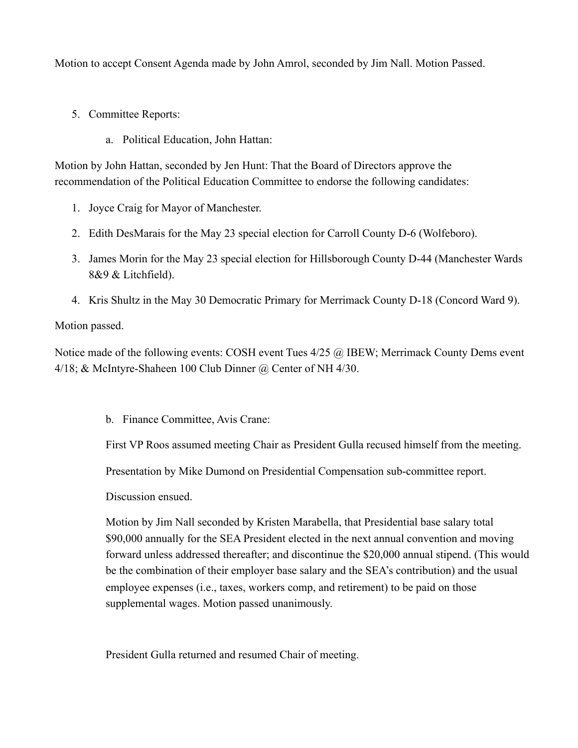Motion to accept Consent Agenda made by John Amrol, seconded by Jim Nall. Motion Passed.

5. Committee Reports:

    a. Political Education, John Hattan:

Motion by John Hattan, seconded by Jen Hunt: That the Board of Directors approve the recommendation of the Political Education Committee to endorse the following candidates:

1. Joyce Craig for Mayor of Manchester.
2. Edith DesMarais for the May 23 special election for Carroll County D-6 (Wolfeboro).
3. James Morin for the May 23 special election for Hillsborough County D-44 (Manchester Wards 8&9 & Litchfield).
4. Kris Shultz in the May 30 Democratic Primary for Merrimack County D-18 (Concord Ward 9).

Motion passed.

Notice made of the following events: COSH event Tues 4/25 @ IBEW; Merrimack County Dems event 4/18; & McIntyre-Shaheen 100 Club Dinner @ Center of NH 4/30.

    b. Finance Committee, Avis Crane:

    First VP Roos assumed meeting Chair as President Gulla recused himself from the meeting.

    Presentation by Mike Dumond on Presidential Compensation sub-committee report.

    Discussion ensued.

    Motion by Jim Nall seconded by Kristen Marabella, that Presidential base salary total \$90,000 annually for the SEA President elected in the next annual convention and moving forward unless addressed thereafter; and discontinue the \$20,000 annual stipend. (This would be the combination of their employer base salary and the SEA's contribution) and the usual employee expenses (i.e., taxes, workers comp, and retirement) to be paid on those supplemental wages. Motion passed unanimously.

    President Gulla returned and resumed Chair of meeting.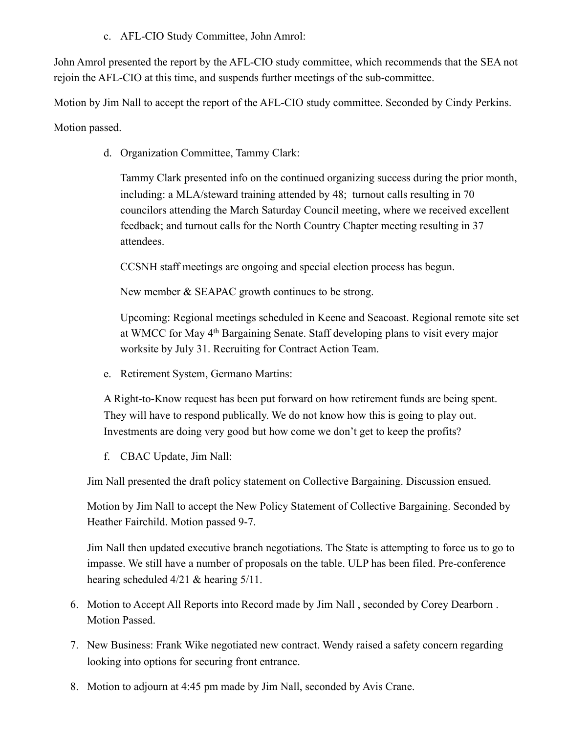c. AFL-CIO Study Committee, John Amrol:

John Amrol presented the report by the AFL-CIO study committee, which recommends that the SEA not rejoin the AFL-CIO at this time, and suspends further meetings of the sub-committee.

Motion by Jim Nall to accept the report of the AFL-CIO study committee. Seconded by Cindy Perkins.

Motion passed.

d. Organization Committee, Tammy Clark:

Tammy Clark presented info on the continued organizing success during the prior month, including: a MLA/steward training attended by 48; turnout calls resulting in 70 councilors attending the March Saturday Council meeting, where we received excellent feedback; and turnout calls for the North Country Chapter meeting resulting in 37 attendees.

CCSNH staff meetings are ongoing and special election process has begun.

New member & SEAPAC growth continues to be strong.

Upcoming: Regional meetings scheduled in Keene and Seacoast. Regional remote site set at WMCC for May 4th Bargaining Senate. Staff developing plans to visit every major worksite by July 31. Recruiting for Contract Action Team.

e. Retirement System, Germano Martins:

A Right-to-Know request has been put forward on how retirement funds are being spent. They will have to respond publically. We do not know how this is going to play out. Investments are doing very good but how come we don't get to keep the profits?

f. CBAC Update, Jim Nall:

Jim Nall presented the draft policy statement on Collective Bargaining. Discussion ensued.

Motion by Jim Nall to accept the New Policy Statement of Collective Bargaining. Seconded by Heather Fairchild. Motion passed 9-7.

Jim Nall then updated executive branch negotiations. The State is attempting to force us to go to impasse. We still have a number of proposals on the table. ULP has been filed. Pre-conference hearing scheduled 4/21 & hearing 5/11.

6. Motion to Accept All Reports into Record made by Jim Nall , seconded by Corey Dearborn . Motion Passed.
7. New Business: Frank Wike negotiated new contract. Wendy raised a safety concern regarding looking into options for securing front entrance.
8. Motion to adjourn at 4:45 pm made by Jim Nall, seconded by Avis Crane.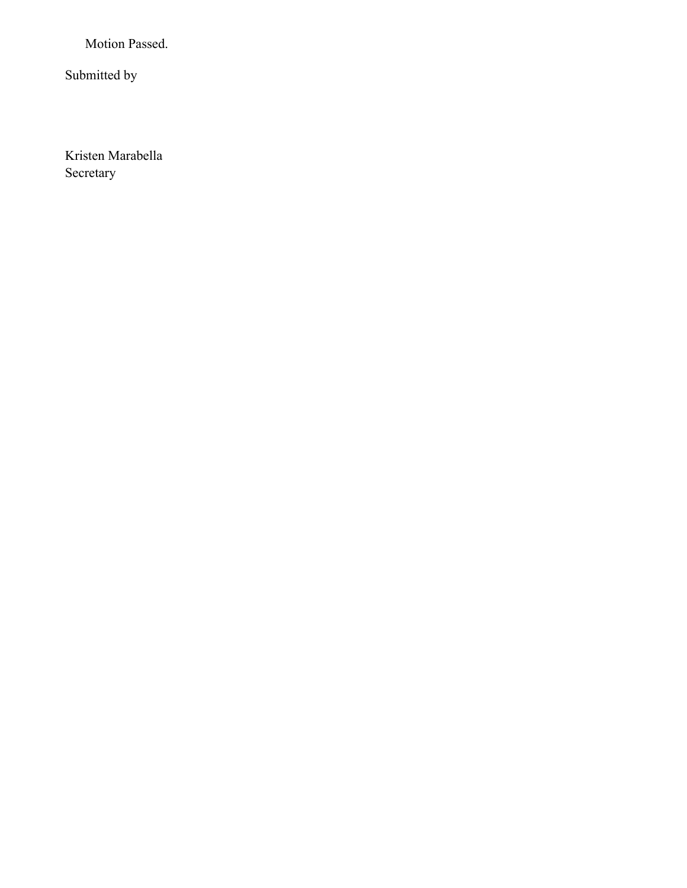Motion Passed.

Submitted by

Kristen Marabella
Secretary